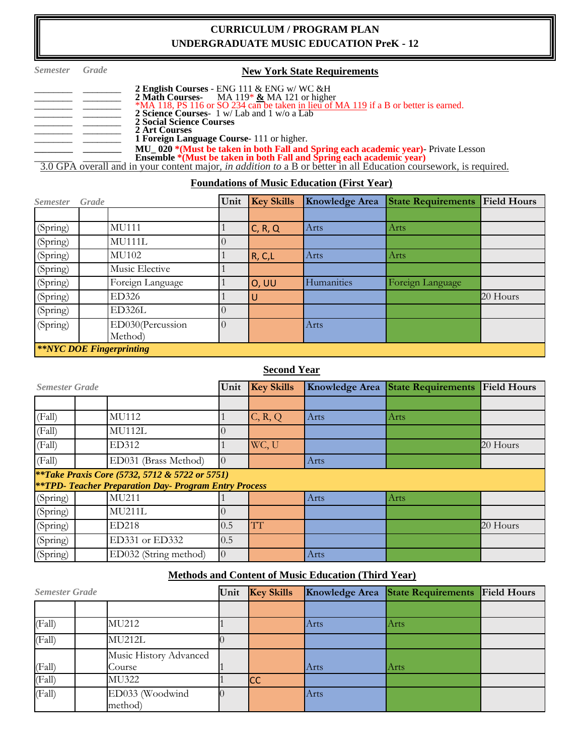# CURRICULUM / PROGRAM PLAN
# UNDERGRADUATE MUSIC EDUCATION PreK - 12

*Semester* *Grade*

## New York State Requirements

________ ________ **2 English Courses** - ENG 111 & ENG w/ WC &H
________ ________ **2 Math Courses**- MA 119* **&** MA 121 or higher
*MA 118, PS 116 or SO 234 can be taken in lieu of MA 119 if a B or better is earned.
________ ________ **2 Science Courses**- 1 w/ Lab and 1 w/o a Lab
________ ________ **2 Social Science Courses**
________ ________ **2 Art Courses**
________ ________ **1 Foreign Language Course**- 111 or higher.
________ ________ **MU_ 020** ***(Must be taken in both Fall and Spring each academic year)**- Private Lesson
________ ________ **Ensemble** ***(Must be taken in both Fall and Spring each academic year)**

3.0 GPA overall and in your content major, *in addition to* a B or better in all Education coursework, is required.

## Foundations of Music Education (First Year)

| *Semester* | *Grade* | | Unit | Key Skills | Knowledge Area | State Requirements | Field Hours |
|---|---|---|---|---|---|---|---|
| | | | | | | | |
| (Spring) | | MU111 | 1 | C, R, Q | Arts | Arts | |
| (Spring) | | MU111L | 0 | | | | |
| (Spring) | | MU102 | 1 | R, C,L | Arts | Arts | |
| (Spring) | | Music Elective | 1 | | | | |
| (Spring) | | Foreign Language | 1 | O, UU | Humanities | Foreign Language | |
| (Spring) | | ED326 | 1 | U | | | 20 Hours |
| (Spring) | | ED326L | 0 | | | | |
| (Spring) | | ED030(Percussion Method) | 0 | | Arts | | |
| ***\*\*NYC DOE Fingerprinting*** | | | | | | | |

## Second Year

| *Semester* | *Grade* | | Unit | Key Skills | Knowledge Area | State Requirements | Field Hours |
|---|---|---|---|---|---|---|---|
| | | | | | | | |
| (Fall) | | MU112 | 1 | C, R, Q | Arts | Arts | |
| (Fall) | | MU112L | 0 | | | | |
| (Fall) | | ED312 | 1 | WC, U | | | 20 Hours |
| (Fall) | | ED031 (Brass Method) | 0 | | Arts | | |
| ***\*\*Take Praxis Core (5732, 5712 & 5722 or 5751)*** ***\*\*TPD- Teacher Preparation Day- Program Entry Process*** | | | | | | | |
| (Spring) | | MU211 | 1 | | Arts | Arts | |
| (Spring) | | MU211L | 0 | | | | |
| (Spring) | | ED218 | 0.5 | TT | | | 20 Hours |
| (Spring) | | ED331 or ED332 | 0.5 | | | | |
| (Spring) | | ED032 (String method) | 0 | | Arts | | |

## Methods and Content of Music Education (Third Year)

| *Semester* | *Grade* | | Unit | Key Skills | Knowledge Area | State Requirements | Field Hours |
|---|---|---|---|---|---|---|---|
| | | | | | | | |
| (Fall) | | MU212 | 1 | | Arts | Arts | |
| (Fall) | | MU212L | 0 | | | | |
| (Fall) | | Music History Advanced Course | 1 | | Arts | Arts | |
| (Fall) | | MU322 | 1 | CC | | | |
| (Fall) | | ED033 (Woodwind method) | 0 | | Arts | | |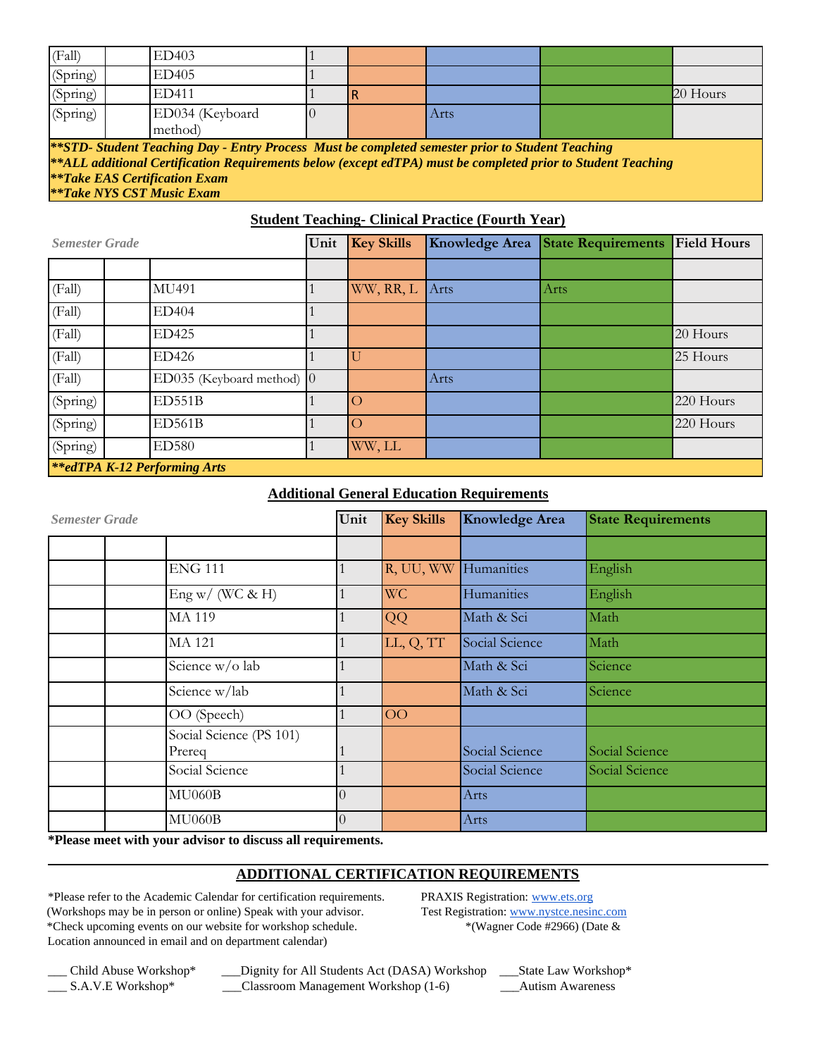| | | | | | | | |
|---|---|---|---|---|---|---|---|
| (Fall) | | ED403 | 1 | | | | |
| (Spring) | | ED405 | 1 | | | | |
| (Spring) | | ED411 | 1 | R | | | 20 Hours |
| (Spring) | | ED034 (Keyboard method) | 0 | | Arts | | |

***STD- Student Teaching Day - Entry Process Must be completed semester prior to Student Teaching**
***ALL additional Certification Requirements below (except edTPA) must be completed prior to Student Teaching**
***Take EAS Certification Exam**
***Take NYS CST Music Exam**

## Student Teaching- Clinical Practice (Fourth Year)

| Semester | Grade | | Unit | Key Skills | Knowledge Area | State Requirements | Field Hours |
|---|---|---|---|---|---|---|---|
| | | | | | | | |
| (Fall) | | MU491 | 1 | WW, RR, L | Arts | Arts | |
| (Fall) | | ED404 | 1 | | | | |
| (Fall) | | ED425 | 1 | | | | 20 Hours |
| (Fall) | | ED426 | 1 | U | | | 25 Hours |
| (Fall) | | ED035 (Keyboard method) | 0 | | Arts | | |
| (Spring) | | ED551B | 1 | O | | | 220 Hours |
| (Spring) | | ED561B | 1 | O | | | 220 Hours |
| (Spring) | | ED580 | 1 | WW, LL | | | |

***edTPA K-12 Performing Arts**

## Additional General Education Requirements

| Semester | Grade | | Unit | Key Skills | Knowledge Area | State Requirements |
|---|---|---|---|---|---|---|
| | | | | | | |
| | | ENG 111 | 1 | R, UU, WW | Humanities | English |
| | | Eng w/ (WC & H) | 1 | WC | Humanities | English |
| | | MA 119 | 1 | QQ | Math & Sci | Math |
| | | MA 121 | 1 | LL, Q, TT | Social Science | Math |
| | | Science w/o lab | 1 | | Math & Sci | Science |
| | | Science w/lab | 1 | | Math & Sci | Science |
| | | OO (Speech) | 1 | OO | | |
| | | Social Science (PS 101) Prereq | 1 | | Social Science | Social Science |
| | | Social Science | 1 | | Social Science | Social Science |
| | | MU060B | 0 | | Arts | |
| | | MU060B | 0 | | Arts | |

***Please meet with your advisor to discuss all requirements.**

## ADDITIONAL CERTIFICATION REQUIREMENTS

*Please refer to the Academic Calendar for certification requirements. (Workshops may be in person or online) Speak with your advisor.
*Check upcoming events on our website for workshop schedule. Location announced in email and on department calendar)

PRAXIS Registration: www.ets.org
Test Registration: www.nystce.nesinc.com
*(Wagner Code #2966) (Date &

___ Child Abuse Workshop*
___ S.A.V.E Workshop*
___Dignity for All Students Act (DASA) Workshop
___Classroom Management Workshop (1-6)
___State Law Workshop*
___Autism Awareness